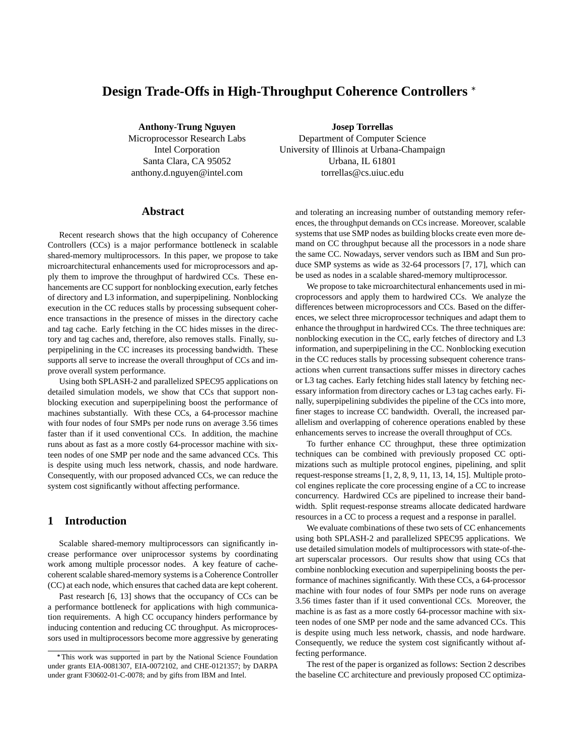# Design Trade-Offs in High-Throughput Coherence Controllers *

**Anthony-Trung Nguyen**
Microprocessor Research Labs
Intel Corporation
Santa Clara, CA 95052
anthony.d.nguyen@intel.com

**Josep Torrellas**
Department of Computer Science
University of Illinois at Urbana-Champaign
Urbana, IL 61801
torrellas@cs.uiuc.edu

## Abstract

Recent research shows that the high occupancy of Coherence Controllers (CCs) is a major performance bottleneck in scalable shared-memory multiprocessors. In this paper, we propose to take microarchitectural enhancements used for microprocessors and apply them to improve the throughput of hardwired CCs. These enhancements are CC support for nonblocking execution, early fetches of directory and L3 information, and superpipelining. Nonblocking execution in the CC reduces stalls by processing subsequent coherence transactions in the presence of misses in the directory cache and tag cache. Early fetching in the CC hides misses in the directory and tag caches and, therefore, also removes stalls. Finally, superpipelining in the CC increases its processing bandwidth. These supports all serve to increase the overall throughput of CCs and improve overall system performance.

Using both SPLASH-2 and parallelized SPEC95 applications on detailed simulation models, we show that CCs that support nonblocking execution and superpipelining boost the performance of machines substantially. With these CCs, a 64-processor machine with four nodes of four SMPs per node runs on average 3.56 times faster than if it used conventional CCs. In addition, the machine runs about as fast as a more costly 64-processor machine with sixteen nodes of one SMP per node and the same advanced CCs. This is despite using much less network, chassis, and node hardware. Consequently, with our proposed advanced CCs, we can reduce the system cost significantly without affecting performance.

## 1 Introduction

Scalable shared-memory multiprocessors can significantly increase performance over uniprocessor systems by coordinating work among multiple processor nodes. A key feature of cache-coherent scalable shared-memory systems is a Coherence Controller (CC) at each node, which ensures that cached data are kept coherent.

Past research [6, 13] shows that the occupancy of CCs can be a performance bottleneck for applications with high communication requirements. A high CC occupancy hinders performance by inducing contention and reducing CC throughput. As microprocessors used in multiprocessors become more aggressive by generating and tolerating an increasing number of outstanding memory references, the throughput demands on CCs increase. Moreover, scalable systems that use SMP nodes as building blocks create even more demand on CC throughput because all the processors in a node share the same CC. Nowadays, server vendors such as IBM and Sun produce SMP systems as wide as 32-64 processors [7, 17], which can be used as nodes in a scalable shared-memory multiprocessor.

We propose to take microarchitectural enhancements used in microprocessors and apply them to hardwired CCs. We analyze the differences between microprocessors and CCs. Based on the differences, we select three microprocessor techniques and adapt them to enhance the throughput in hardwired CCs. The three techniques are: nonblocking execution in the CC, early fetches of directory and L3 information, and superpipelining in the CC. Nonblocking execution in the CC reduces stalls by processing subsequent coherence transactions when current transactions suffer misses in directory caches or L3 tag caches. Early fetching hides stall latency by fetching necessary information from directory caches or L3 tag caches early. Finally, superpipelining subdivides the pipeline of the CCs into more, finer stages to increase CC bandwidth. Overall, the increased parallelism and overlapping of coherence operations enabled by these enhancements serves to increase the overall throughput of CCs.

To further enhance CC throughput, these three optimization techniques can be combined with previously proposed CC optimizations such as multiple protocol engines, pipelining, and split request-response streams [1, 2, 8, 9, 11, 13, 14, 15]. Multiple protocol engines replicate the core processing engine of a CC to increase concurrency. Hardwired CCs are pipelined to increase their bandwidth. Split request-response streams allocate dedicated hardware resources in a CC to process a request and a response in parallel.

We evaluate combinations of these two sets of CC enhancements using both SPLASH-2 and parallelized SPEC95 applications. We use detailed simulation models of multiprocessors with state-of-the-art superscalar processors. Our results show that using CCs that combine nonblocking execution and superpipelining boosts the performance of machines significantly. With these CCs, a 64-processor machine with four nodes of four SMPs per node runs on average 3.56 times faster than if it used conventional CCs. Moreover, the machine is as fast as a more costly 64-processor machine with sixteen nodes of one SMP per node and the same advanced CCs. This is despite using much less network, chassis, and node hardware. Consequently, we reduce the system cost significantly without affecting performance.

The rest of the paper is organized as follows: Section 2 describes the baseline CC architecture and previously proposed CC optimiza-

*This work was supported in part by the National Science Foundation under grants EIA-0081307, EIA-0072102, and CHE-0121357; by DARPA under grant F30602-01-C-0078; and by gifts from IBM and Intel.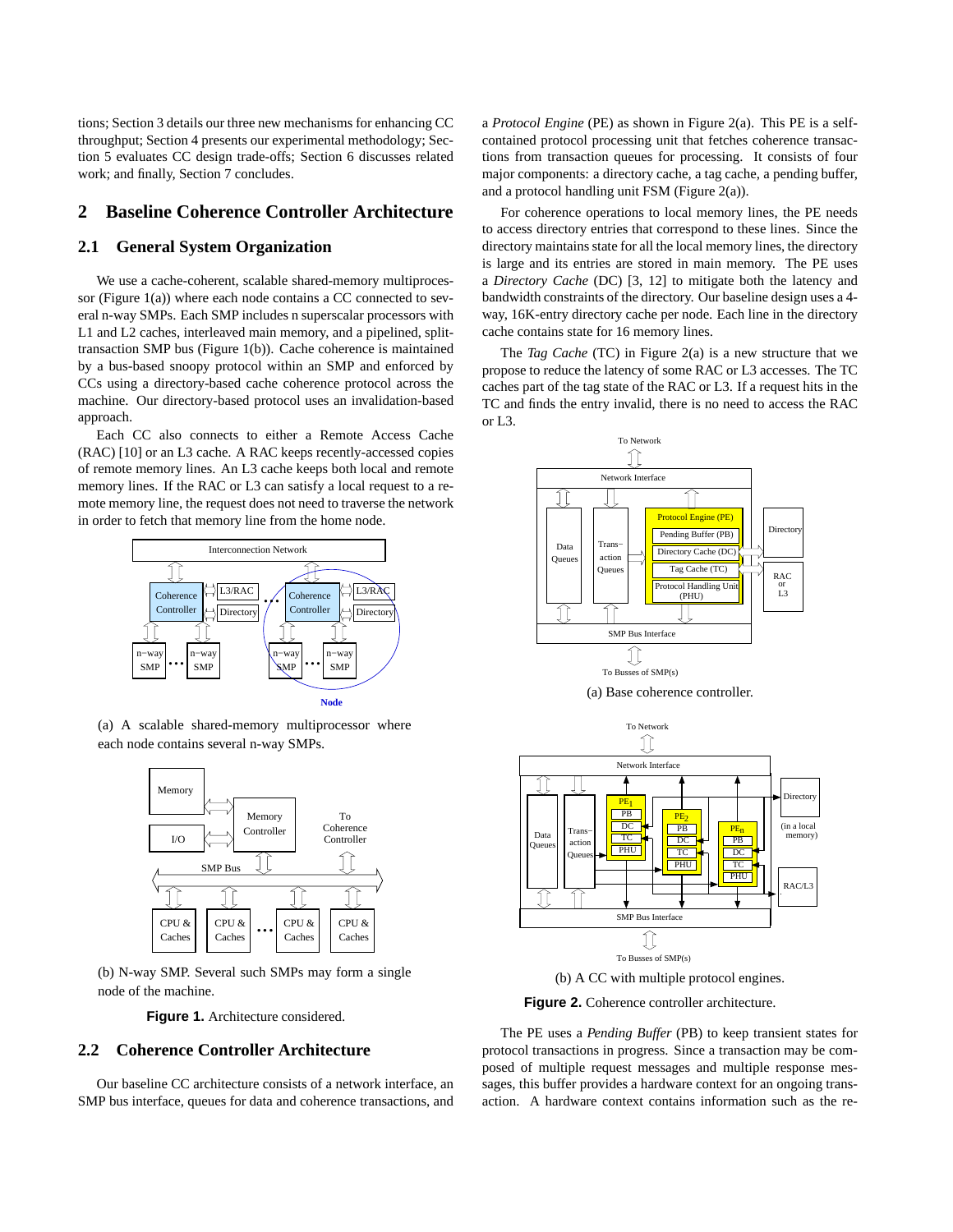tions; Section 3 details our three new mechanisms for enhancing CC throughput; Section 4 presents our experimental methodology; Section 5 evaluates CC design trade-offs; Section 6 discusses related work; and finally, Section 7 concludes.

# 2 Baseline Coherence Controller Architecture

## 2.1 General System Organization

We use a cache-coherent, scalable shared-memory multiprocessor (Figure 1(a)) where each node contains a CC connected to several n-way SMPs. Each SMP includes n superscalar processors with L1 and L2 caches, interleaved main memory, and a pipelined, split-transaction SMP bus (Figure 1(b)). Cache coherence is maintained by a bus-based snoopy protocol within an SMP and enforced by CCs using a directory-based cache coherence protocol across the machine. Our directory-based protocol uses an invalidation-based approach.

Each CC also connects to either a Remote Access Cache (RAC) [10] or an L3 cache. A RAC keeps recently-accessed copies of remote memory lines. An L3 cache keeps both local and remote memory lines. If the RAC or L3 can satisfy a local request to a remote memory line, the request does not need to traverse the network in order to fetch that memory line from the home node.

(a) A scalable shared-memory multiprocessor where each node contains several n-way SMPs.

(b) N-way SMP. Several such SMPs may form a single node of the machine.

**Figure 1.** Architecture considered.

## 2.2 Coherence Controller Architecture

Our baseline CC architecture consists of a network interface, an SMP bus interface, queues for data and coherence transactions, and a *Protocol Engine* (PE) as shown in Figure 2(a). This PE is a self-contained protocol processing unit that fetches coherence transactions from transaction queues for processing. It consists of four major components: a directory cache, a tag cache, a pending buffer, and a protocol handling unit FSM (Figure 2(a)).

For coherence operations to local memory lines, the PE needs to access directory entries that correspond to these lines. Since the directory maintains state for all the local memory lines, the directory is large and its entries are stored in main memory. The PE uses a *Directory Cache* (DC) [3, 12] to mitigate both the latency and bandwidth constraints of the directory. Our baseline design uses a 4-way, 16K-entry directory cache per node. Each line in the directory cache contains state for 16 memory lines.

The *Tag Cache* (TC) in Figure 2(a) is a new structure that we propose to reduce the latency of some RAC or L3 accesses. The TC caches part of the tag state of the RAC or L3. If a request hits in the TC and finds the entry invalid, there is no need to access the RAC or L3.

(a) Base coherence controller.

(b) A CC with multiple protocol engines.

**Figure 2.** Coherence controller architecture.

The PE uses a *Pending Buffer* (PB) to keep transient states for protocol transactions in progress. Since a transaction may be composed of multiple request messages and multiple response messages, this buffer provides a hardware context for an ongoing transaction. A hardware context contains information such as the re-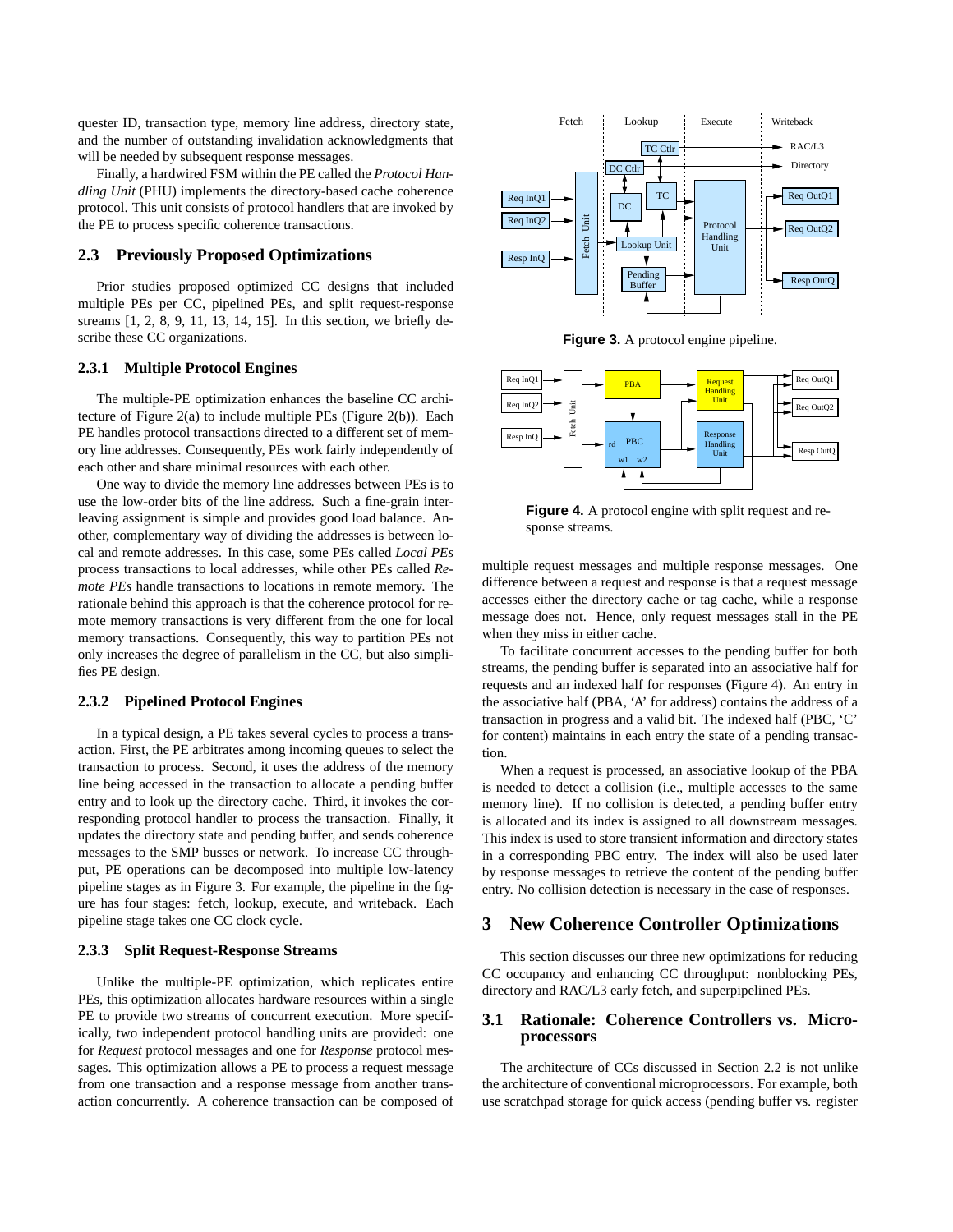quester ID, transaction type, memory line address, directory state, and the number of outstanding invalidation acknowledgments that will be needed by subsequent response messages.

Finally, a hardwired FSM within the PE called the *Protocol Handling Unit* (PHU) implements the directory-based cache coherence protocol. This unit consists of protocol handlers that are invoked by the PE to process specific coherence transactions.

## 2.3 Previously Proposed Optimizations

Prior studies proposed optimized CC designs that included multiple PEs per CC, pipelined PEs, and split request-response streams [1, 2, 8, 9, 11, 13, 14, 15]. In this section, we briefly describe these CC organizations.

### 2.3.1 Multiple Protocol Engines

The multiple-PE optimization enhances the baseline CC architecture of Figure 2(a) to include multiple PEs (Figure 2(b)). Each PE handles protocol transactions directed to a different set of memory line addresses. Consequently, PEs work fairly independently of each other and share minimal resources with each other.

One way to divide the memory line addresses between PEs is to use the low-order bits of the line address. Such a fine-grain interleaving assignment is simple and provides good load balance. Another, complementary way of dividing the addresses is between local and remote addresses. In this case, some PEs called *Local PEs* process transactions to local addresses, while other PEs called *Remote PEs* handle transactions to locations in remote memory. The rationale behind this approach is that the coherence protocol for remote memory transactions is very different from the one for local memory transactions. Consequently, this way to partition PEs not only increases the degree of parallelism in the CC, but also simplifies PE design.

### 2.3.2 Pipelined Protocol Engines

In a typical design, a PE takes several cycles to process a transaction. First, the PE arbitrates among incoming queues to select the transaction to process. Second, it uses the address of the memory line being accessed in the transaction to allocate a pending buffer entry and to look up the directory cache. Third, it invokes the corresponding protocol handler to process the transaction. Finally, it updates the directory state and pending buffer, and sends coherence messages to the SMP busses or network. To increase CC throughput, PE operations can be decomposed into multiple low-latency pipeline stages as in Figure 3. For example, the pipeline in the figure has four stages: fetch, lookup, execute, and writeback. Each pipeline stage takes one CC clock cycle.

### 2.3.3 Split Request-Response Streams

Unlike the multiple-PE optimization, which replicates entire PEs, this optimization allocates hardware resources within a single PE to provide two streams of concurrent execution. More specifically, two independent protocol handling units are provided: one for *Request* protocol messages and one for *Response* protocol messages. This optimization allows a PE to process a request message from one transaction and a response message from another transaction concurrently. A coherence transaction can be composed of multiple request messages and multiple response messages. One difference between a request and response is that a request message accesses either the directory cache or tag cache, while a response message does not. Hence, only request messages stall in the PE when they miss in either cache.

Fetch
Lookup
Execute
Writeback
TC Ctlr
DC Ctlr
RAC/L3
Directory
Req InQ1
Req InQ2
Resp InQ
Fetch Unit
DC
TC
Lookup Unit
Pending Buffer
Protocol Handling Unit
Req OutQ1
Req OutQ2
Resp OutQ

**Figure 3.** A protocol engine pipeline.

Req InQ1
Req InQ2
Resp InQ
Fetch Unit
PBA
PBC
rd
w1
w2
Request Handling Unit
Response Handling Unit
Req OutQ1
Req OutQ2
Resp OutQ

**Figure 4.** A protocol engine with split request and response streams.

To facilitate concurrent accesses to the pending buffer for both streams, the pending buffer is separated into an associative half for requests and an indexed half for responses (Figure 4). An entry in the associative half (PBA, 'A' for address) contains the address of a transaction in progress and a valid bit. The indexed half (PBC, 'C' for content) maintains in each entry the state of a pending transaction.

When a request is processed, an associative lookup of the PBA is needed to detect a collision (i.e., multiple accesses to the same memory line). If no collision is detected, a pending buffer entry is allocated and its index is assigned to all downstream messages. This index is used to store transient information and directory states in a corresponding PBC entry. The index will also be used later by response messages to retrieve the content of the pending buffer entry. No collision detection is necessary in the case of responses.

# 3 New Coherence Controller Optimizations

This section discusses our three new optimizations for reducing CC occupancy and enhancing CC throughput: nonblocking PEs, directory and RAC/L3 early fetch, and superpipelined PEs.

## 3.1 Rationale: Coherence Controllers vs. Microprocessors

The architecture of CCs discussed in Section 2.2 is not unlike the architecture of conventional microprocessors. For example, both use scratchpad storage for quick access (pending buffer vs. register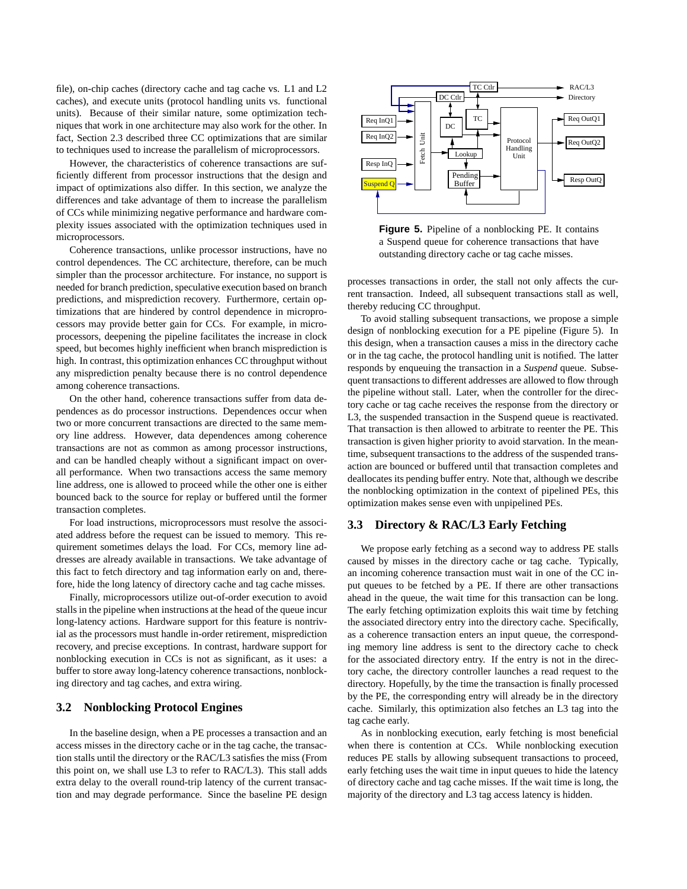file), on-chip caches (directory cache and tag cache vs. L1 and L2 caches), and execute units (protocol handling units vs. functional units). Because of their similar nature, some optimization techniques that work in one architecture may also work for the other. In fact, Section 2.3 described three CC optimizations that are similar to techniques used to increase the parallelism of microprocessors.

However, the characteristics of coherence transactions are sufficiently different from processor instructions that the design and impact of optimizations also differ. In this section, we analyze the differences and take advantage of them to increase the parallelism of CCs while minimizing negative performance and hardware complexity issues associated with the optimization techniques used in microprocessors.

Coherence transactions, unlike processor instructions, have no control dependences. The CC architecture, therefore, can be much simpler than the processor architecture. For instance, no support is needed for branch prediction, speculative execution based on branch predictions, and misprediction recovery. Furthermore, certain optimizations that are hindered by control dependence in microprocessors may provide better gain for CCs. For example, in microprocessors, deepening the pipeline facilitates the increase in clock speed, but becomes highly inefficient when branch misprediction is high. In contrast, this optimization enhances CC throughput without any misprediction penalty because there is no control dependence among coherence transactions.

On the other hand, coherence transactions suffer from data dependences as do processor instructions. Dependences occur when two or more concurrent transactions are directed to the same memory line address. However, data dependences among coherence transactions are not as common as among processor instructions, and can be handled cheaply without a significant impact on overall performance. When two transactions access the same memory line address, one is allowed to proceed while the other one is either bounced back to the source for replay or buffered until the former transaction completes.

For load instructions, microprocessors must resolve the associated address before the request can be issued to memory. This requirement sometimes delays the load. For CCs, memory line addresses are already available in transactions. We take advantage of this fact to fetch directory and tag information early on and, therefore, hide the long latency of directory cache and tag cache misses.

Finally, microprocessors utilize out-of-order execution to avoid stalls in the pipeline when instructions at the head of the queue incur long-latency actions. Hardware support for this feature is nontrivial as the processors must handle in-order retirement, misprediction recovery, and precise exceptions. In contrast, hardware support for nonblocking execution in CCs is not as significant, as it uses: a buffer to store away long-latency coherence transactions, nonblocking directory and tag caches, and extra wiring.

## 3.2 Nonblocking Protocol Engines

In the baseline design, when a PE processes a transaction and an access misses in the directory cache or in the tag cache, the transaction stalls until the directory or the RAC/L3 satisfies the miss (From this point on, we shall use L3 to refer to RAC/L3). This stall adds extra delay to the overall round-trip latency of the current transaction and may degrade performance. Since the baseline PE design processes transactions in order, the stall not only affects the current transaction. Indeed, all subsequent transactions stall as well, thereby reducing CC throughput.

**Figure 5.** Pipeline of a nonblocking PE. It contains a Suspend queue for coherence transactions that have outstanding directory cache or tag cache misses.

To avoid stalling subsequent transactions, we propose a simple design of nonblocking execution for a PE pipeline (Figure 5). In this design, when a transaction causes a miss in the directory cache or in the tag cache, the protocol handling unit is notified. The latter responds by enqueuing the transaction in a *Suspend* queue. Subsequent transactions to different addresses are allowed to flow through the pipeline without stall. Later, when the controller for the directory cache or tag cache receives the response from the directory or L3, the suspended transaction in the Suspend queue is reactivated. That transaction is then allowed to arbitrate to reenter the PE. This transaction is given higher priority to avoid starvation. In the meantime, subsequent transactions to the address of the suspended transaction are bounced or buffered until that transaction completes and deallocates its pending buffer entry. Note that, although we describe the nonblocking optimization in the context of pipelined PEs, this optimization makes sense even with unpipelined PEs.

## 3.3 Directory & RAC/L3 Early Fetching

We propose early fetching as a second way to address PE stalls caused by misses in the directory cache or tag cache. Typically, an incoming coherence transaction must wait in one of the CC input queues to be fetched by a PE. If there are other transactions ahead in the queue, the wait time for this transaction can be long. The early fetching optimization exploits this wait time by fetching the associated directory entry into the directory cache. Specifically, as a coherence transaction enters an input queue, the corresponding memory line address is sent to the directory cache to check for the associated directory entry. If the entry is not in the directory cache, the directory controller launches a read request to the directory. Hopefully, by the time the transaction is finally processed by the PE, the corresponding entry will already be in the directory cache. Similarly, this optimization also fetches an L3 tag into the tag cache early.

As in nonblocking execution, early fetching is most beneficial when there is contention at CCs. While nonblocking execution reduces PE stalls by allowing subsequent transactions to proceed, early fetching uses the wait time in input queues to hide the latency of directory cache and tag cache misses. If the wait time is long, the majority of the directory and L3 tag access latency is hidden.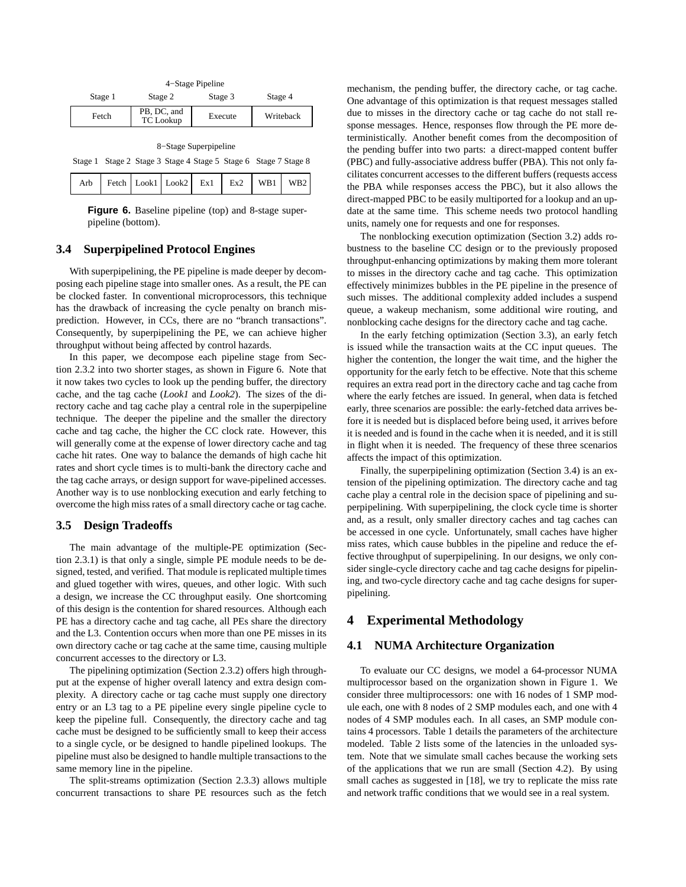4−Stage Pipeline

| Stage 1 | Stage 2 | Stage 3 | Stage 4 |
|---|---|---|---|
| Fetch | PB, DC, and TC Lookup | Execute | Writeback |

8−Stage Superpipeline

| Stage 1 | Stage 2 | Stage 3 | Stage 4 | Stage 5 | Stage 6 | Stage 7 | Stage 8 |
|---|---|---|---|---|---|---|---|
| Arb | Fetch | Look1 | Look2 | Ex1 | Ex2 | WB1 | WB2 |

**Figure 6.** Baseline pipeline (top) and 8-stage superpipeline (bottom).

### 3.4 Superpipelined Protocol Engines

With superpipelining, the PE pipeline is made deeper by decomposing each pipeline stage into smaller ones. As a result, the PE can be clocked faster. In conventional microprocessors, this technique has the drawback of increasing the cycle penalty on branch misprediction. However, in CCs, there are no "branch transactions". Consequently, by superpipelining the PE, we can achieve higher throughput without being affected by control hazards.

In this paper, we decompose each pipeline stage from Section 2.3.2 into two shorter stages, as shown in Figure 6. Note that it now takes two cycles to look up the pending buffer, the directory cache, and the tag cache (*Look1* and *Look2*). The sizes of the directory cache and tag cache play a central role in the superpipeline technique. The deeper the pipeline and the smaller the directory cache and tag cache, the higher the CC clock rate. However, this will generally come at the expense of lower directory cache and tag cache hit rates. One way to balance the demands of high cache hit rates and short cycle times is to multi-bank the directory cache and the tag cache arrays, or design support for wave-pipelined accesses. Another way is to use nonblocking execution and early fetching to overcome the high miss rates of a small directory cache or tag cache.

### 3.5 Design Tradeoffs

The main advantage of the multiple-PE optimization (Section 2.3.1) is that only a single, simple PE module needs to be designed, tested, and verified. That module is replicated multiple times and glued together with wires, queues, and other logic. With such a design, we increase the CC throughput easily. One shortcoming of this design is the contention for shared resources. Although each PE has a directory cache and tag cache, all PEs share the directory and the L3. Contention occurs when more than one PE misses in its own directory cache or tag cache at the same time, causing multiple concurrent accesses to the directory or L3.

The pipelining optimization (Section 2.3.2) offers high throughput at the expense of higher overall latency and extra design complexity. A directory cache or tag cache must supply one directory entry or an L3 tag to a PE pipeline every single pipeline cycle to keep the pipeline full. Consequently, the directory cache and tag cache must be designed to be sufficiently small to keep their access to a single cycle, or be designed to handle pipelined lookups. The pipeline must also be designed to handle multiple transactions to the same memory line in the pipeline.

The split-streams optimization (Section 2.3.3) allows multiple concurrent transactions to share PE resources such as the fetch mechanism, the pending buffer, the directory cache, or tag cache. One advantage of this optimization is that request messages stalled due to misses in the directory cache or tag cache do not stall response messages. Hence, responses flow through the PE more deterministically. Another benefit comes from the decomposition of the pending buffer into two parts: a direct-mapped content buffer (PBC) and fully-associative address buffer (PBA). This not only facilitates concurrent accesses to the different buffers (requests access the PBA while responses access the PBC), but it also allows the direct-mapped PBC to be easily multiported for a lookup and an update at the same time. This scheme needs two protocol handling units, namely one for requests and one for responses.

The nonblocking execution optimization (Section 3.2) adds robustness to the baseline CC design or to the previously proposed throughput-enhancing optimizations by making them more tolerant to misses in the directory cache and tag cache. This optimization effectively minimizes bubbles in the PE pipeline in the presence of such misses. The additional complexity added includes a suspend queue, a wakeup mechanism, some additional wire routing, and nonblocking cache designs for the directory cache and tag cache.

In the early fetching optimization (Section 3.3), an early fetch is issued while the transaction waits at the CC input queues. The higher the contention, the longer the wait time, and the higher the opportunity for the early fetch to be effective. Note that this scheme requires an extra read port in the directory cache and tag cache from where the early fetches are issued. In general, when data is fetched early, three scenarios are possible: the early-fetched data arrives before it is needed but is displaced before being used, it arrives before it is needed and is found in the cache when it is needed, and it is still in flight when it is needed. The frequency of these three scenarios affects the impact of this optimization.

Finally, the superpipelining optimization (Section 3.4) is an extension of the pipelining optimization. The directory cache and tag cache play a central role in the decision space of pipelining and superpipelining. With superpipelining, the clock cycle time is shorter and, as a result, only smaller directory caches and tag caches can be accessed in one cycle. Unfortunately, small caches have higher miss rates, which cause bubbles in the pipeline and reduce the effective throughput of superpipelining. In our designs, we only consider single-cycle directory cache and tag cache designs for pipelining, and two-cycle directory cache and tag cache designs for superpipelining.

## 4 Experimental Methodology

### 4.1 NUMA Architecture Organization

To evaluate our CC designs, we model a 64-processor NUMA multiprocessor based on the organization shown in Figure 1. We consider three multiprocessors: one with 16 nodes of 1 SMP module each, one with 8 nodes of 2 SMP modules each, and one with 4 nodes of 4 SMP modules each. In all cases, an SMP module contains 4 processors. Table 1 details the parameters of the architecture modeled. Table 2 lists some of the latencies in the unloaded system. Note that we simulate small caches because the working sets of the applications that we run are small (Section 4.2). By using small caches as suggested in [18], we try to replicate the miss rate and network traffic conditions that we would see in a real system.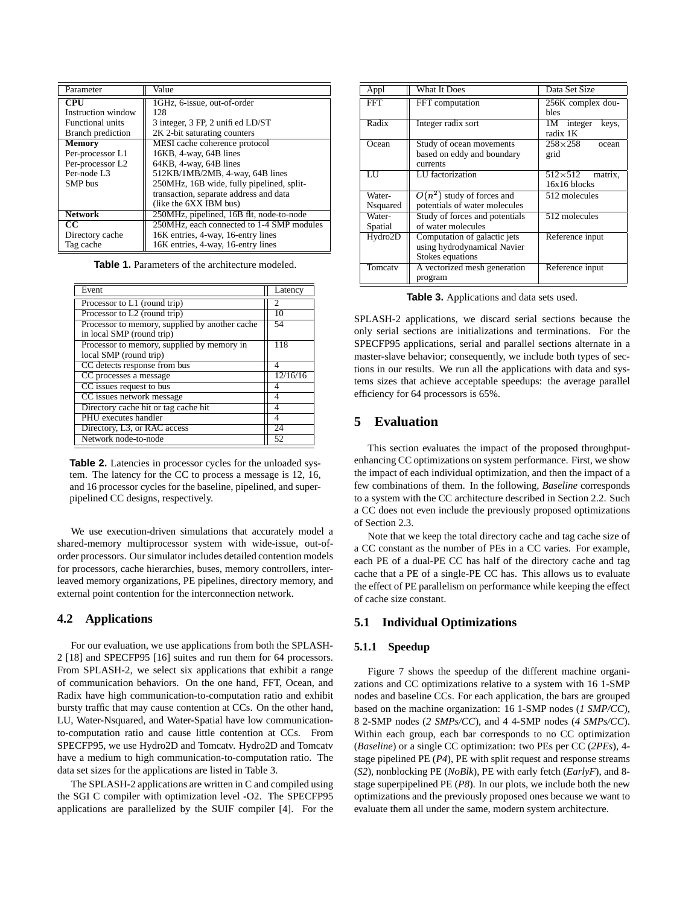| Parameter | Value |
|---|---|
| **CPU** | 1GHz, 6-issue, out-of-order |
| Instruction window | 128 |
| Functional units | 3 integer, 3 FP, 2 unified LD/ST |
| Branch prediction | 2K 2-bit saturating counters |
| **Memory** | MESI cache coherence protocol |
| Per-processor L1 | 16KB, 4-way, 64B lines |
| Per-processor L2 | 64KB, 4-way, 64B lines |
| Per-node L3 | 512KB/1MB/2MB, 4-way, 64B lines |
| SMP bus | 250MHz, 16B wide, fully pipelined, split-transaction, separate address and data (like the 6XX IBM bus) |
| **Network** | 250MHz, pipelined, 16B flit, node-to-node |
| **CC** | 250MHz, each connected to 1-4 SMP modules |
| Directory cache | 16K entries, 4-way, 16-entry lines |
| Tag cache | 16K entries, 4-way, 16-entry lines |

**Table 1.** Parameters of the architecture modeled.

| Event | Latency |
|---|---|
| Processor to L1 (round trip) | 2 |
| Processor to L2 (round trip) | 10 |
| Processor to memory, supplied by another cache in local SMP (round trip) | 54 |
| Processor to memory, supplied by memory in local SMP (round trip) | 118 |
| CC detects response from bus | 4 |
| CC processes a message | 12/16/16 |
| CC issues request to bus | 4 |
| CC issues network message | 4 |
| Directory cache hit or tag cache hit | 4 |
| PHU executes handler | 4 |
| Directory, L3, or RAC access | 24 |
| Network node-to-node | 52 |

**Table 2.** Latencies in processor cycles for the unloaded system. The latency for the CC to process a message is 12, 16, and 16 processor cycles for the baseline, pipelined, and super-pipelined CC designs, respectively.

We use execution-driven simulations that accurately model a shared-memory multiprocessor system with wide-issue, out-of-order processors. Our simulator includes detailed contention models for processors, cache hierarchies, buses, memory controllers, interleaved memory organizations, PE pipelines, directory memory, and external point contention for the interconnection network.

## 4.2 Applications

For our evaluation, we use applications from both the SPLASH-2 [18] and SPECFP95 [16] suites and run them for 64 processors. From SPLASH-2, we select six applications that exhibit a range of communication behaviors. On the one hand, FFT, Ocean, and Radix have high communication-to-computation ratio and exhibit bursty traffic that may cause contention at CCs. On the other hand, LU, Water-Nsquared, and Water-Spatial have low communication-to-computation ratio and cause little contention at CCs. From SPECFP95, we use Hydro2D and Tomcatv. Hydro2D and Tomcatv have a medium to high communication-to-computation ratio. The data set sizes for the applications are listed in Table 3.

The SPLASH-2 applications are written in C and compiled using the SGI C compiler with optimization level -O2. The SPECFP95 applications are parallelized by the SUIF compiler [4]. For the

| Appl | What It Does | Data Set Size |
|---|---|---|
| FFT | FFT computation | 256K complex doubles |
| Radix | Integer radix sort | 1M integer keys, radix 1K |
| Ocean | Study of ocean movements based on eddy and boundary currents | $258\times258$ ocean grid |
| LU | LU factorization | $512\times512$ matrix, 16x16 blocks |
| Water-Nsquared | $O(n^2)$ study of forces and potentials of water molecules | 512 molecules |
| Water-Spatial | Study of forces and potentials of water molecules | 512 molecules |
| Hydro2D | Computation of galactic jets using hydrodynamical Navier Stokes equations | Reference input |
| Tomcatv | A vectorized mesh generation program | Reference input |

**Table 3.** Applications and data sets used.

SPLASH-2 applications, we discard serial sections because the only serial sections are initializations and terminations. For the SPECFP95 applications, serial and parallel sections alternate in a master-slave behavior; consequently, we include both types of sections in our results. We run all the applications with data and systems sizes that achieve acceptable speedups: the average parallel efficiency for 64 processors is 65%.

# 5 Evaluation

This section evaluates the impact of the proposed throughput-enhancing CC optimizations on system performance. First, we show the impact of each individual optimization, and then the impact of a few combinations of them. In the following, *Baseline* corresponds to a system with the CC architecture described in Section 2.2. Such a CC does not even include the previously proposed optimizations of Section 2.3.

Note that we keep the total directory cache and tag cache size of a CC constant as the number of PEs in a CC varies. For example, each PE of a dual-PE CC has half of the directory cache and tag cache that a PE of a single-PE CC has. This allows us to evaluate the effect of PE parallelism on performance while keeping the effect of cache size constant.

## 5.1 Individual Optimizations

### 5.1.1 Speedup

Figure 7 shows the speedup of the different machine organizations and CC optimizations relative to a system with 16 1-SMP nodes and baseline CCs. For each application, the bars are grouped based on the machine organization: 16 1-SMP nodes (*1 SMP/CC*), 8 2-SMP nodes (*2 SMPs/CC*), and 4 4-SMP nodes (*4 SMPs/CC*). Within each group, each bar corresponds to no CC optimization (*Baseline*) or a single CC optimization: two PEs per CC (*2PEs*), 4-stage pipelined PE (*P4*), PE with split request and response streams (*S2*), nonblocking PE (*NoBlk*), PE with early fetch (*EarlyF*), and 8-stage superpipelined PE (*P8*). In our plots, we include both the new optimizations and the previously proposed ones because we want to evaluate them all under the same, modern system architecture.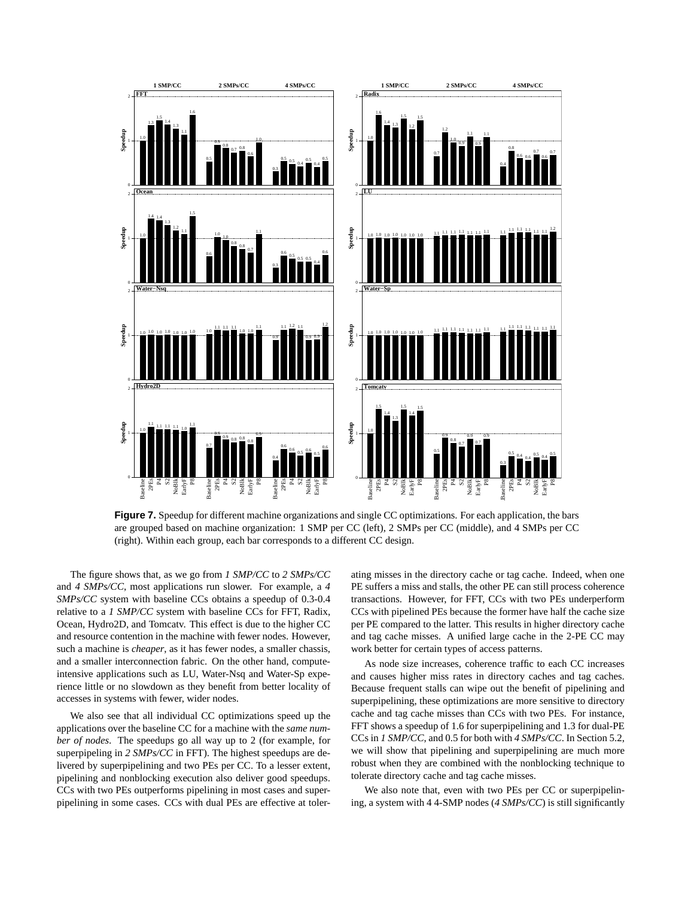**Figure 7.** Speedup for different machine organizations and single CC optimizations. For each application, the bars are grouped based on machine organization: 1 SMP per CC (left), 2 SMPs per CC (middle), and 4 SMPs per CC (right). Within each group, each bar corresponds to a different CC design.

The figure shows that, as we go from *1 SMP/CC* to *2 SMPs/CC* and *4 SMPs/CC*, most applications run slower. For example, a *4 SMPs/CC* system with baseline CCs obtains a speedup of 0.3-0.4 relative to a *1 SMP/CC* system with baseline CCs for FFT, Radix, Ocean, Hydro2D, and Tomcatv. This effect is due to the higher CC and resource contention in the machine with fewer nodes. However, such a machine is *cheaper*, as it has fewer nodes, a smaller chassis, and a smaller interconnection fabric. On the other hand, compute-intensive applications such as LU, Water-Nsq and Water-Sp experience little or no slowdown as they benefit from better locality of accesses in systems with fewer, wider nodes.

We also see that all individual CC optimizations speed up the applications over the baseline CC for a machine with the *same number of nodes*. The speedups go all way up to 2 (for example, for superpipeling in *2 SMPs/CC* in FFT). The highest speedups are delivered by superpipelining and two PEs per CC. To a lesser extent, pipelining and nonblocking execution also deliver good speedups. CCs with two PEs outperforms pipelining in most cases and superpipelining in some cases. CCs with dual PEs are effective at tolerating misses in the directory cache or tag cache. Indeed, when one PE suffers a miss and stalls, the other PE can still process coherence transactions. However, for FFT, CCs with two PEs underperform CCs with pipelined PEs because the former have half the cache size per PE compared to the latter. This results in higher directory cache and tag cache misses. A unified large cache in the 2-PE CC may work better for certain types of access patterns.

As node size increases, coherence traffic to each CC increases and causes higher miss rates in directory caches and tag caches. Because frequent stalls can wipe out the benefit of pipelining and superpipelining, these optimizations are more sensitive to directory cache and tag cache misses than CCs with two PEs. For instance, FFT shows a speedup of 1.6 for superpipelining and 1.3 for dual-PE CCs in *1 SMP/CC*, and 0.5 for both with *4 SMPs/CC*. In Section 5.2, we will show that pipelining and superpipelining are much more robust when they are combined with the nonblocking technique to tolerate directory cache and tag cache misses.

We also note that, even with two PEs per CC or superpipelining, a system with 4 4-SMP nodes (*4 SMPs/CC*) is still significantly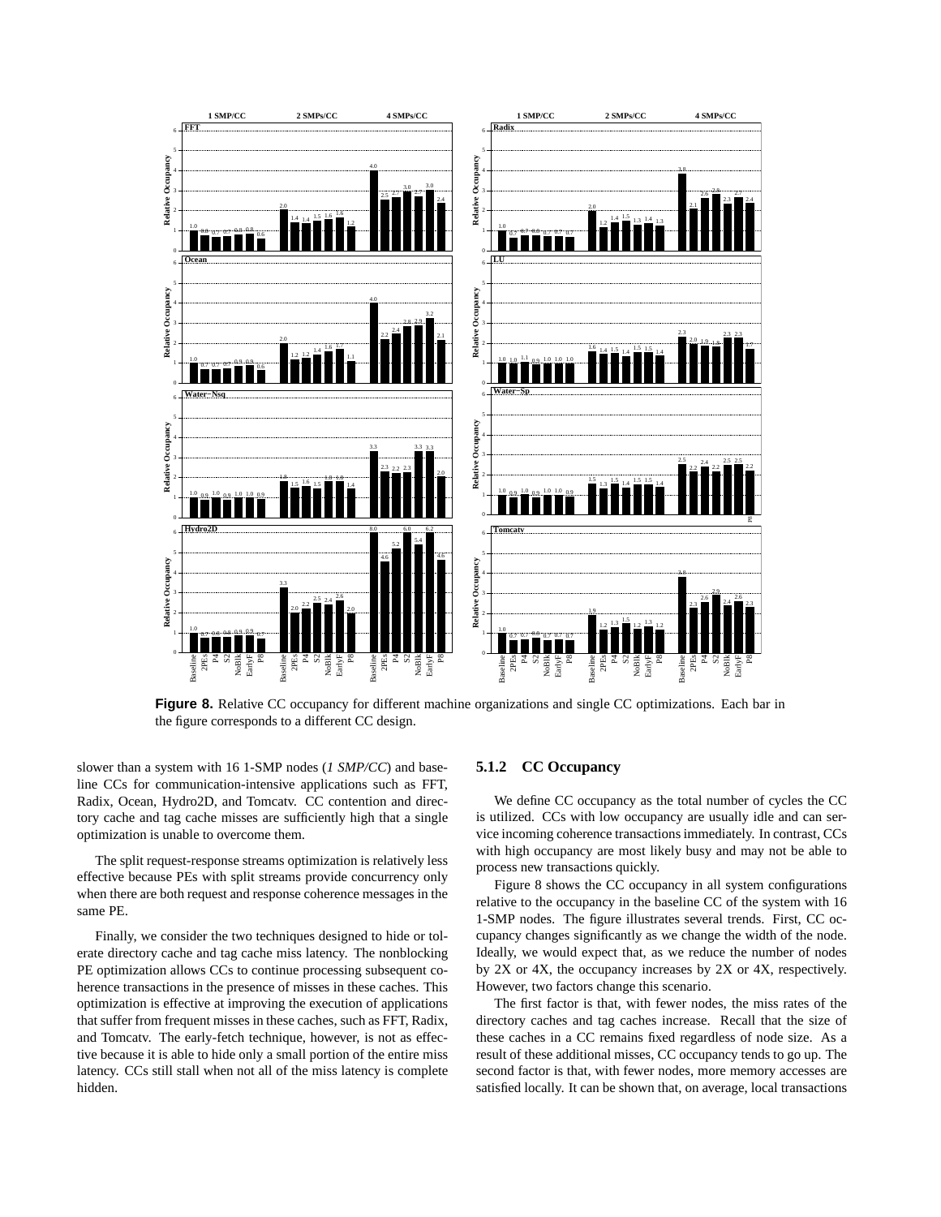1 SMP/CC
2 SMPs/CC
4 SMPs/CC

FFT
Radix
Ocean
LU
Water−Nsq
Water−Sp
Hydro2D
Tomcatv

Relative Occupancy

Baseline
2PEs
P4
S2
NoBlk
EarlyF
P8

**Figure 8.** Relative CC occupancy for different machine organizations and single CC optimizations. Each bar in the figure corresponds to a different CC design.

slower than a system with 16 1-SMP nodes (*1 SMP/CC*) and baseline CCs for communication-intensive applications such as FFT, Radix, Ocean, Hydro2D, and Tomcatv. CC contention and directory cache and tag cache misses are sufficiently high that a single optimization is unable to overcome them.

The split request-response streams optimization is relatively less effective because PEs with split streams provide concurrency only when there are both request and response coherence messages in the same PE.

Finally, we consider the two techniques designed to hide or tolerate directory cache and tag cache miss latency. The nonblocking PE optimization allows CCs to continue processing subsequent coherence transactions in the presence of misses in these caches. This optimization is effective at improving the execution of applications that suffer from frequent misses in these caches, such as FFT, Radix, and Tomcatv. The early-fetch technique, however, is not as effective because it is able to hide only a small portion of the entire miss latency. CCs still stall when not all of the miss latency is complete hidden.

### 5.1.2 CC Occupancy

We define CC occupancy as the total number of cycles the CC is utilized. CCs with low occupancy are usually idle and can service incoming coherence transactions immediately. In contrast, CCs with high occupancy are most likely busy and may not be able to process new transactions quickly.

Figure 8 shows the CC occupancy in all system configurations relative to the occupancy in the baseline CC of the system with 16 1-SMP nodes. The figure illustrates several trends. First, CC occupancy changes significantly as we change the width of the node. Ideally, we would expect that, as we reduce the number of nodes by 2X or 4X, the occupancy increases by 2X or 4X, respectively. However, two factors change this scenario.

The first factor is that, with fewer nodes, the miss rates of the directory caches and tag caches increase. Recall that the size of these caches in a CC remains fixed regardless of node size. As a result of these additional misses, CC occupancy tends to go up. The second factor is that, with fewer nodes, more memory accesses are satisfied locally. It can be shown that, on average, local transactions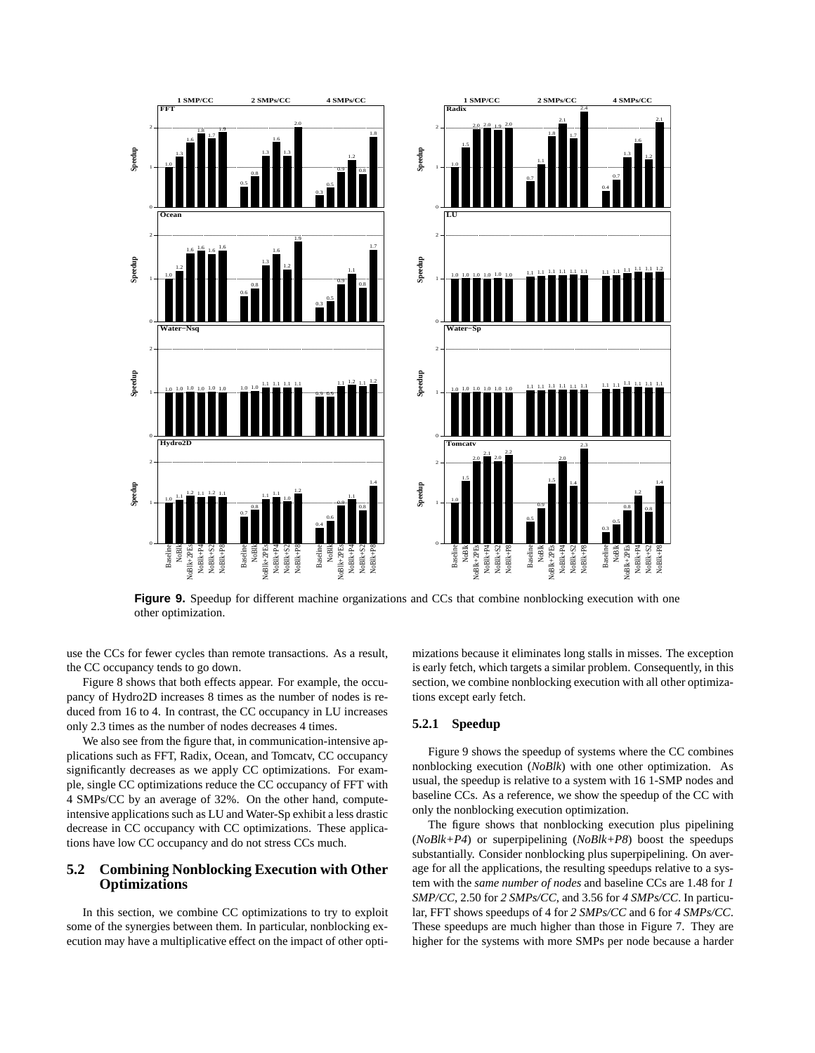**Figure 9.** Speedup for different machine organizations and CCs that combine nonblocking execution with one other optimization.

use the CCs for fewer cycles than remote transactions. As a result, the CC occupancy tends to go down.

Figure 8 shows that both effects appear. For example, the occupancy of Hydro2D increases 8 times as the number of nodes is reduced from 16 to 4. In contrast, the CC occupancy in LU increases only 2.3 times as the number of nodes decreases 4 times.

We also see from the figure that, in communication-intensive applications such as FFT, Radix, Ocean, and Tomcatv, CC occupancy significantly decreases as we apply CC optimizations. For example, single CC optimizations reduce the CC occupancy of FFT with 4 SMPs/CC by an average of 32%. On the other hand, compute-intensive applications such as LU and Water-Sp exhibit a less drastic decrease in CC occupancy with CC optimizations. These applications have low CC occupancy and do not stress CCs much.

## 5.2 Combining Nonblocking Execution with Other Optimizations

In this section, we combine CC optimizations to try to exploit some of the synergies between them. In particular, nonblocking execution may have a multiplicative effect on the impact of other optimizations because it eliminates long stalls in misses. The exception is early fetch, which targets a similar problem. Consequently, in this section, we combine nonblocking execution with all other optimizations except early fetch.

### 5.2.1 Speedup

Figure 9 shows the speedup of systems where the CC combines nonblocking execution (*NoBlk*) with one other optimization. As usual, the speedup is relative to a system with 16 1-SMP nodes and baseline CCs. As a reference, we show the speedup of the CC with only the nonblocking execution optimization.

The figure shows that nonblocking execution plus pipelining (*NoBlk+P4*) or superpipelining (*NoBlk+P8*) boost the speedups substantially. Consider nonblocking plus superpipelining. On average for all the applications, the resulting speedups relative to a system with the *same number of nodes* and baseline CCs are 1.48 for *1 SMP/CC*, 2.50 for *2 SMPs/CC*, and 3.56 for *4 SMPs/CC*. In particular, FFT shows speedups of 4 for *2 SMPs/CC* and 6 for *4 SMPs/CC*. These speedups are much higher than those in Figure 7. They are higher for the systems with more SMPs per node because a harder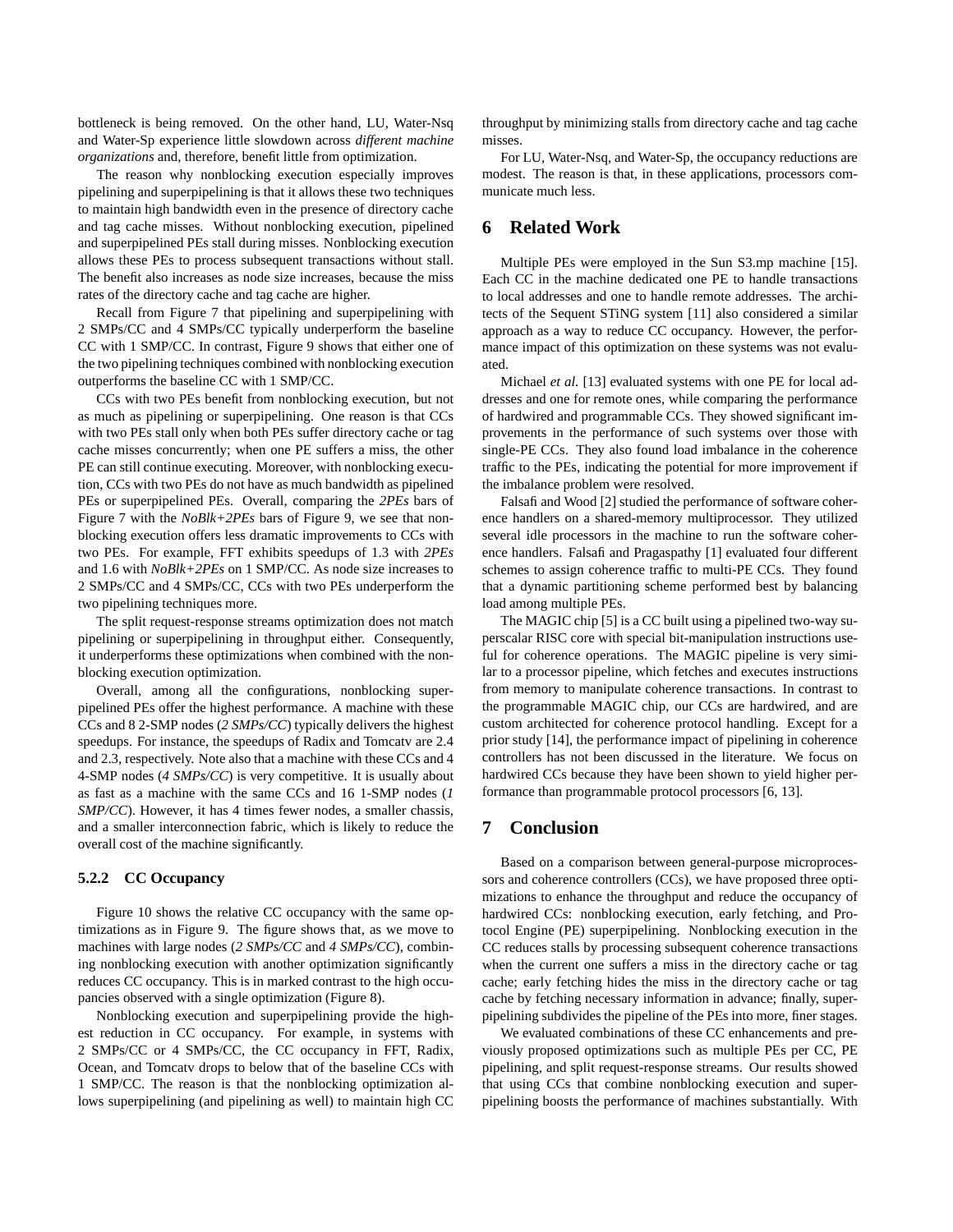bottleneck is being removed. On the other hand, LU, Water-Nsq and Water-Sp experience little slowdown across *different machine organizations* and, therefore, benefit little from optimization.

The reason why nonblocking execution especially improves pipelining and superpipelining is that it allows these two techniques to maintain high bandwidth even in the presence of directory cache and tag cache misses. Without nonblocking execution, pipelined and superpipelined PEs stall during misses. Nonblocking execution allows these PEs to process subsequent transactions without stall. The benefit also increases as node size increases, because the miss rates of the directory cache and tag cache are higher.

Recall from Figure 7 that pipelining and superpipelining with 2 SMPs/CC and 4 SMPs/CC typically underperform the baseline CC with 1 SMP/CC. In contrast, Figure 9 shows that either one of the two pipelining techniques combined with nonblocking execution outperforms the baseline CC with 1 SMP/CC.

CCs with two PEs benefit from nonblocking execution, but not as much as pipelining or superpipelining. One reason is that CCs with two PEs stall only when both PEs suffer directory cache or tag cache misses concurrently; when one PE suffers a miss, the other PE can still continue executing. Moreover, with nonblocking execution, CCs with two PEs do not have as much bandwidth as pipelined PEs or superpipelined PEs. Overall, comparing the *2PEs* bars of Figure 7 with the *NoBlk+2PEs* bars of Figure 9, we see that nonblocking execution offers less dramatic improvements to CCs with two PEs. For example, FFT exhibits speedups of 1.3 with *2PEs* and 1.6 with *NoBlk+2PEs* on 1 SMP/CC. As node size increases to 2 SMPs/CC and 4 SMPs/CC, CCs with two PEs underperform the two pipelining techniques more.

The split request-response streams optimization does not match pipelining or superpipelining in throughput either. Consequently, it underperforms these optimizations when combined with the nonblocking execution optimization.

Overall, among all the configurations, nonblocking superpipelined PEs offer the highest performance. A machine with these CCs and 8 2-SMP nodes (*2 SMPs/CC*) typically delivers the highest speedups. For instance, the speedups of Radix and Tomcatv are 2.4 and 2.3, respectively. Note also that a machine with these CCs and 4 4-SMP nodes (*4 SMPs/CC*) is very competitive. It is usually about as fast as a machine with the same CCs and 16 1-SMP nodes (*1 SMP/CC*). However, it has 4 times fewer nodes, a smaller chassis, and a smaller interconnection fabric, which is likely to reduce the overall cost of the machine significantly.

#### 5.2.2 CC Occupancy

Figure 10 shows the relative CC occupancy with the same optimizations as in Figure 9. The figure shows that, as we move to machines with large nodes (*2 SMPs/CC* and *4 SMPs/CC*), combining nonblocking execution with another optimization significantly reduces CC occupancy. This is in marked contrast to the high occupancies observed with a single optimization (Figure 8).

Nonblocking execution and superpipelining provide the highest reduction in CC occupancy. For example, in systems with 2 SMPs/CC or 4 SMPs/CC, the CC occupancy in FFT, Radix, Ocean, and Tomcatv drops to below that of the baseline CCs with 1 SMP/CC. The reason is that the nonblocking optimization allows superpipelining (and pipelining as well) to maintain high CC throughput by minimizing stalls from directory cache and tag cache misses.

For LU, Water-Nsq, and Water-Sp, the occupancy reductions are modest. The reason is that, in these applications, processors communicate much less.

## 6 Related Work

Multiple PEs were employed in the Sun S3.mp machine [15]. Each CC in the machine dedicated one PE to handle transactions to local addresses and one to handle remote addresses. The architects of the Sequent STiNG system [11] also considered a similar approach as a way to reduce CC occupancy. However, the performance impact of this optimization on these systems was not evaluated.

Michael *et al.* [13] evaluated systems with one PE for local addresses and one for remote ones, while comparing the performance of hardwired and programmable CCs. They showed significant improvements in the performance of such systems over those with single-PE CCs. They also found load imbalance in the coherence traffic to the PEs, indicating the potential for more improvement if the imbalance problem were resolved.

Falsafi and Wood [2] studied the performance of software coherence handlers on a shared-memory multiprocessor. They utilized several idle processors in the machine to run the software coherence handlers. Falsafi and Pragaspathy [1] evaluated four different schemes to assign coherence traffic to multi-PE CCs. They found that a dynamic partitioning scheme performed best by balancing load among multiple PEs.

The MAGIC chip [5] is a CC built using a pipelined two-way superscalar RISC core with special bit-manipulation instructions useful for coherence operations. The MAGIC pipeline is very similar to a processor pipeline, which fetches and executes instructions from memory to manipulate coherence transactions. In contrast to the programmable MAGIC chip, our CCs are hardwired, and are custom architected for coherence protocol handling. Except for a prior study [14], the performance impact of pipelining in coherence controllers has not been discussed in the literature. We focus on hardwired CCs because they have been shown to yield higher performance than programmable protocol processors [6, 13].

## 7 Conclusion

Based on a comparison between general-purpose microprocessors and coherence controllers (CCs), we have proposed three optimizations to enhance the throughput and reduce the occupancy of hardwired CCs: nonblocking execution, early fetching, and Protocol Engine (PE) superpipelining. Nonblocking execution in the CC reduces stalls by processing subsequent coherence transactions when the current one suffers a miss in the directory cache or tag cache; early fetching hides the miss in the directory cache or tag cache by fetching necessary information in advance; finally, superpipelining subdivides the pipeline of the PEs into more, finer stages.

We evaluated combinations of these CC enhancements and previously proposed optimizations such as multiple PEs per CC, PE pipelining, and split request-response streams. Our results showed that using CCs that combine nonblocking execution and superpipelining boosts the performance of machines substantially. With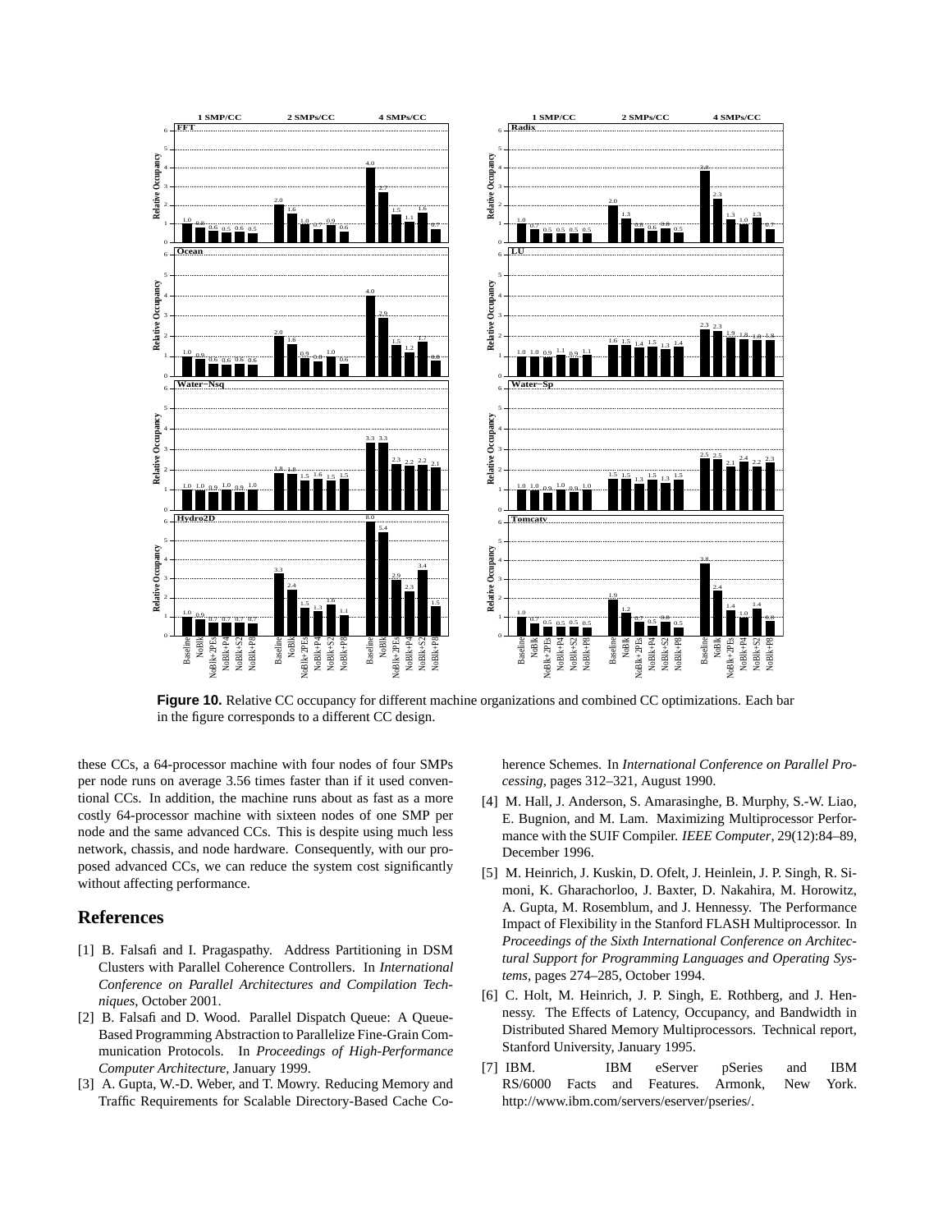**Figure 10.** Relative CC occupancy for different machine organizations and combined CC optimizations. Each bar in the figure corresponds to a different CC design.

these CCs, a 64-processor machine with four nodes of four SMPs per node runs on average 3.56 times faster than if it used conventional CCs. In addition, the machine runs about as fast as a more costly 64-processor machine with sixteen nodes of one SMP per node and the same advanced CCs. This is despite using much less network, chassis, and node hardware. Consequently, with our proposed advanced CCs, we can reduce the system cost significantly without affecting performance.

## References

[1] B. Falsafi and I. Pragaspathy. Address Partitioning in DSM Clusters with Parallel Coherence Controllers. In *International Conference on Parallel Architectures and Compilation Techniques*, October 2001.

[2] B. Falsafi and D. Wood. Parallel Dispatch Queue: A Queue-Based Programming Abstraction to Parallelize Fine-Grain Communication Protocols. In *Proceedings of High-Performance Computer Architecture*, January 1999.

[3] A. Gupta, W.-D. Weber, and T. Mowry. Reducing Memory and Traffic Requirements for Scalable Directory-Based Cache Coherence Schemes. In *International Conference on Parallel Processing*, pages 312–321, August 1990.

[4] M. Hall, J. Anderson, S. Amarasinghe, B. Murphy, S.-W. Liao, E. Bugnion, and M. Lam. Maximizing Multiprocessor Performance with the SUIF Compiler. *IEEE Computer*, 29(12):84–89, December 1996.

[5] M. Heinrich, J. Kuskin, D. Ofelt, J. Heinlein, J. P. Singh, R. Simoni, K. Gharachorloo, J. Baxter, D. Nakahira, M. Horowitz, A. Gupta, M. Rosemblum, and J. Hennessy. The Performance Impact of Flexibility in the Stanford FLASH Multiprocessor. In *Proceedings of the Sixth International Conference on Architectural Support for Programming Languages and Operating Systems*, pages 274–285, October 1994.

[6] C. Holt, M. Heinrich, J. P. Singh, E. Rothberg, and J. Hennessy. The Effects of Latency, Occupancy, and Bandwidth in Distributed Shared Memory Multiprocessors. Technical report, Stanford University, January 1995.

[7] IBM. IBM eServer pSeries and IBM RS/6000 Facts and Features. Armonk, New York. http://www.ibm.com/servers/eserver/pseries/.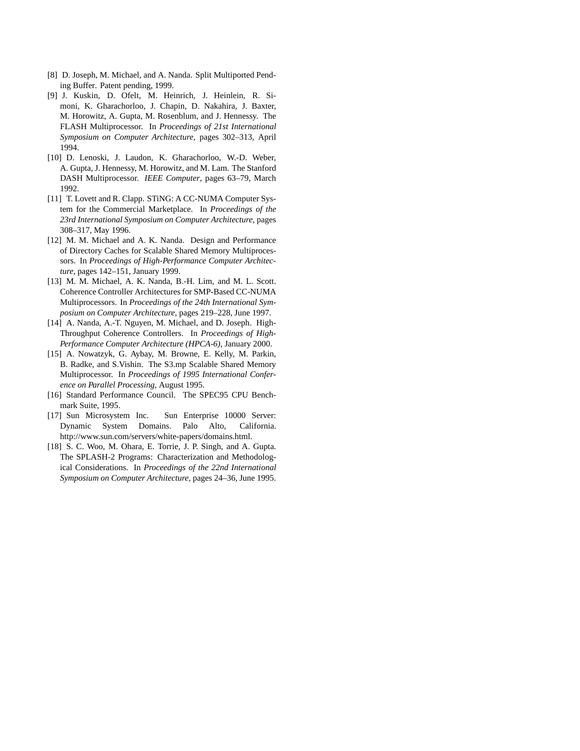[8] D. Joseph, M. Michael, and A. Nanda. Split Multiported Pending Buffer. Patent pending, 1999.

[9] J. Kuskin, D. Ofelt, M. Heinrich, J. Heinlein, R. Simoni, K. Gharachorloo, J. Chapin, D. Nakahira, J. Baxter, M. Horowitz, A. Gupta, M. Rosenblum, and J. Hennessy. The FLASH Multiprocessor. In *Proceedings of 21st International Symposium on Computer Architecture*, pages 302–313, April 1994.

[10] D. Lenoski, J. Laudon, K. Gharachorloo, W.-D. Weber, A. Gupta, J. Hennessy, M. Horowitz, and M. Lam. The Stanford DASH Multiprocessor. *IEEE Computer*, pages 63–79, March 1992.

[11] T. Lovett and R. Clapp. STiNG: A CC-NUMA Computer System for the Commercial Marketplace. In *Proceedings of the 23rd International Symposium on Computer Architecture*, pages 308–317, May 1996.

[12] M. M. Michael and A. K. Nanda. Design and Performance of Directory Caches for Scalable Shared Memory Multiprocessors. In *Proceedings of High-Performance Computer Architecture*, pages 142–151, January 1999.

[13] M. M. Michael, A. K. Nanda, B.-H. Lim, and M. L. Scott. Coherence Controller Architectures for SMP-Based CC-NUMA Multiprocessors. In *Proceedings of the 24th International Symposium on Computer Architecture*, pages 219–228, June 1997.

[14] A. Nanda, A.-T. Nguyen, M. Michael, and D. Joseph. High-Throughput Coherence Controllers. In *Proceedings of High-Performance Computer Architecture (HPCA-6)*, January 2000.

[15] A. Nowatzyk, G. Aybay, M. Browne, E. Kelly, M. Parkin, B. Radke, and S.Vishin. The S3.mp Scalable Shared Memory Multiprocessor. In *Proceedings of 1995 International Conference on Parallel Processing*, August 1995.

[16] Standard Performance Council. The SPEC95 CPU Benchmark Suite, 1995.

[17] Sun Microsystem Inc. Sun Enterprise 10000 Server: Dynamic System Domains. Palo Alto, California. http://www.sun.com/servers/white-papers/domains.html.

[18] S. C. Woo, M. Ohara, E. Torrie, J. P. Singh, and A. Gupta. The SPLASH-2 Programs: Characterization and Methodological Considerations. In *Proceedings of the 22nd International Symposium on Computer Architecture*, pages 24–36, June 1995.